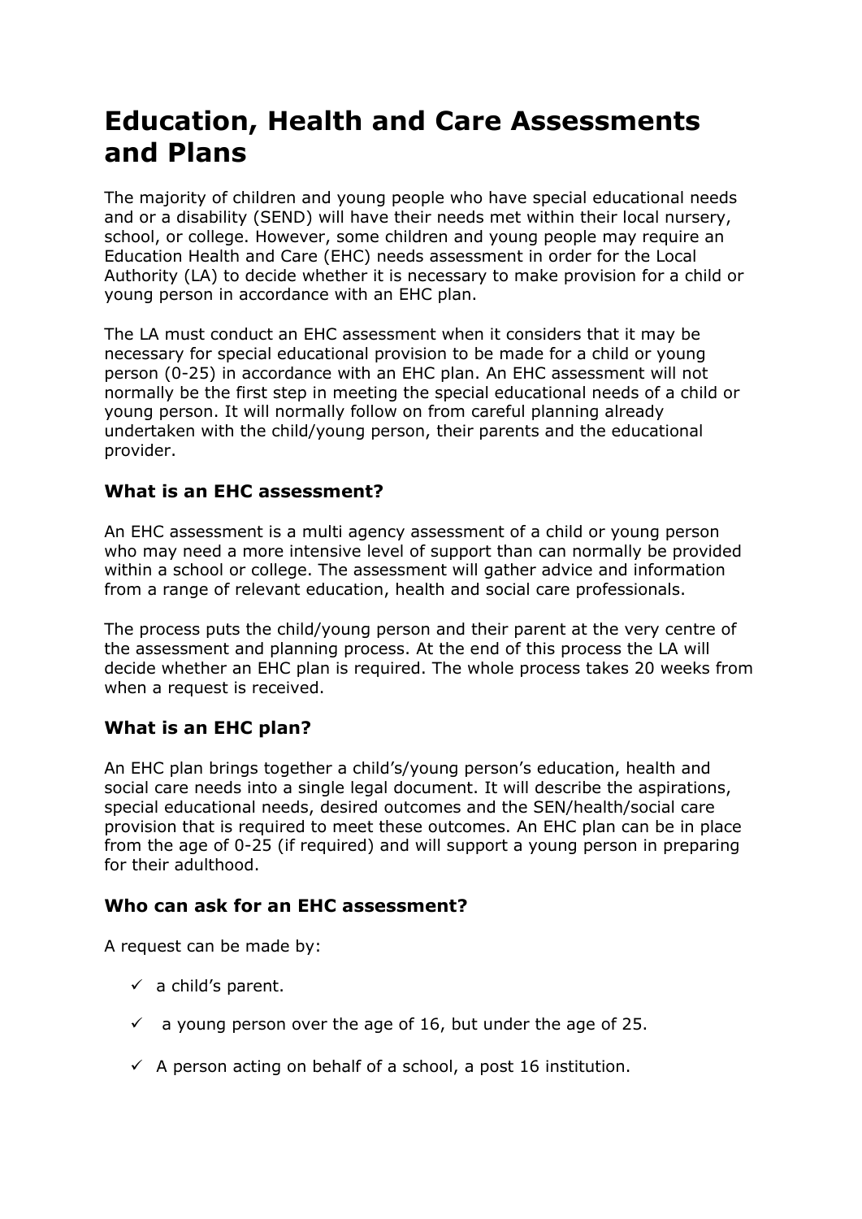# Education, Health and Care Assessments and Plans

The majority of children and young people who have special educational needs and or a disability (SEND) will have their needs met within their local nursery, school, or college. However, some children and young people may require an Education Health and Care (EHC) needs assessment in order for the Local Authority (LA) to decide whether it is necessary to make provision for a child or young person in accordance with an EHC plan.

The LA must conduct an EHC assessment when it considers that it may be necessary for special educational provision to be made for a child or young person (0-25) in accordance with an EHC plan. An EHC assessment will not normally be the first step in meeting the special educational needs of a child or young person. It will normally follow on from careful planning already undertaken with the child/young person, their parents and the educational provider.

### What is an EHC assessment?

An EHC assessment is a multi agency assessment of a child or young person who may need a more intensive level of support than can normally be provided within a school or college. The assessment will gather advice and information from a range of relevant education, health and social care professionals.

The process puts the child/young person and their parent at the very centre of the assessment and planning process. At the end of this process the LA will decide whether an EHC plan is required. The whole process takes 20 weeks from when a request is received.

### What is an EHC plan?

An EHC plan brings together a child's/young person's education, health and social care needs into a single legal document. It will describe the aspirations, special educational needs, desired outcomes and the SEN/health/social care provision that is required to meet these outcomes. An EHC plan can be in place from the age of 0-25 (if required) and will support a young person in preparing for their adulthood.

### Who can ask for an EHC assessment?

A request can be made by:

- ✓ a child's parent.
- ✓ a young person over the age of 16, but under the age of 25.
- ✓ A person acting on behalf of a school, a post 16 institution.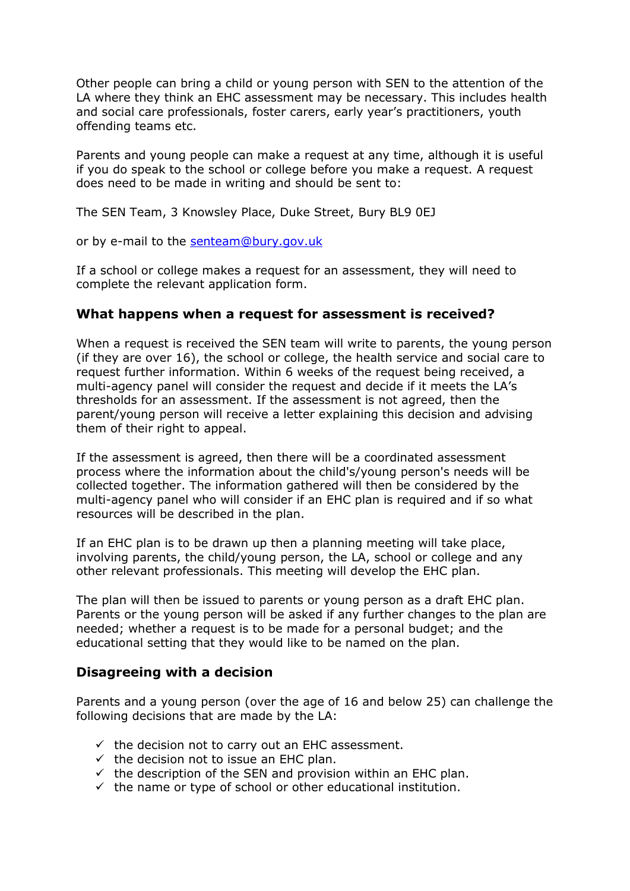Other people can bring a child or young person with SEN to the attention of the LA where they think an EHC assessment may be necessary. This includes health and social care professionals, foster carers, early year's practitioners, youth offending teams etc.

Parents and young people can make a request at any time, although it is useful if you do speak to the school or college before you make a request. A request does need to be made in writing and should be sent to:

The SEN Team, 3 Knowsley Place, Duke Street, Bury BL9 0EJ

or by e-mail to the [senteam@bury.gov.uk](mailto:senteam@bury.gov.uk)

If a school or college makes a request for an assessment, they will need to complete the relevant application form.

### What happens when a request for assessment is received?

When a request is received the SEN team will write to parents, the young person (if they are over 16), the school or college, the health service and social care to request further information. Within 6 weeks of the request being received, a multi-agency panel will consider the request and decide if it meets the LA's thresholds for an assessment. If the assessment is not agreed, then the parent/young person will receive a letter explaining this decision and advising them of their right to appeal.

If the assessment is agreed, then there will be a coordinated assessment process where the information about the child's/young person's needs will be collected together. The information gathered will then be considered by the multi-agency panel who will consider if an EHC plan is required and if so what resources will be described in the plan.

If an EHC plan is to be drawn up then a planning meeting will take place, involving parents, the child/young person, the LA, school or college and any other relevant professionals. This meeting will develop the EHC plan.

The plan will then be issued to parents or young person as a draft EHC plan. Parents or the young person will be asked if any further changes to the plan are needed; whether a request is to be made for a personal budget; and the educational setting that they would like to be named on the plan.

### Disagreeing with a decision

Parents and a young person (over the age of 16 and below 25) can challenge the following decisions that are made by the LA:

- ✓ the decision not to carry out an EHC assessment.
- ✓ the decision not to issue an EHC plan.
- ✓ the description of the SEN and provision within an EHC plan.
- ✓ the name or type of school or other educational institution.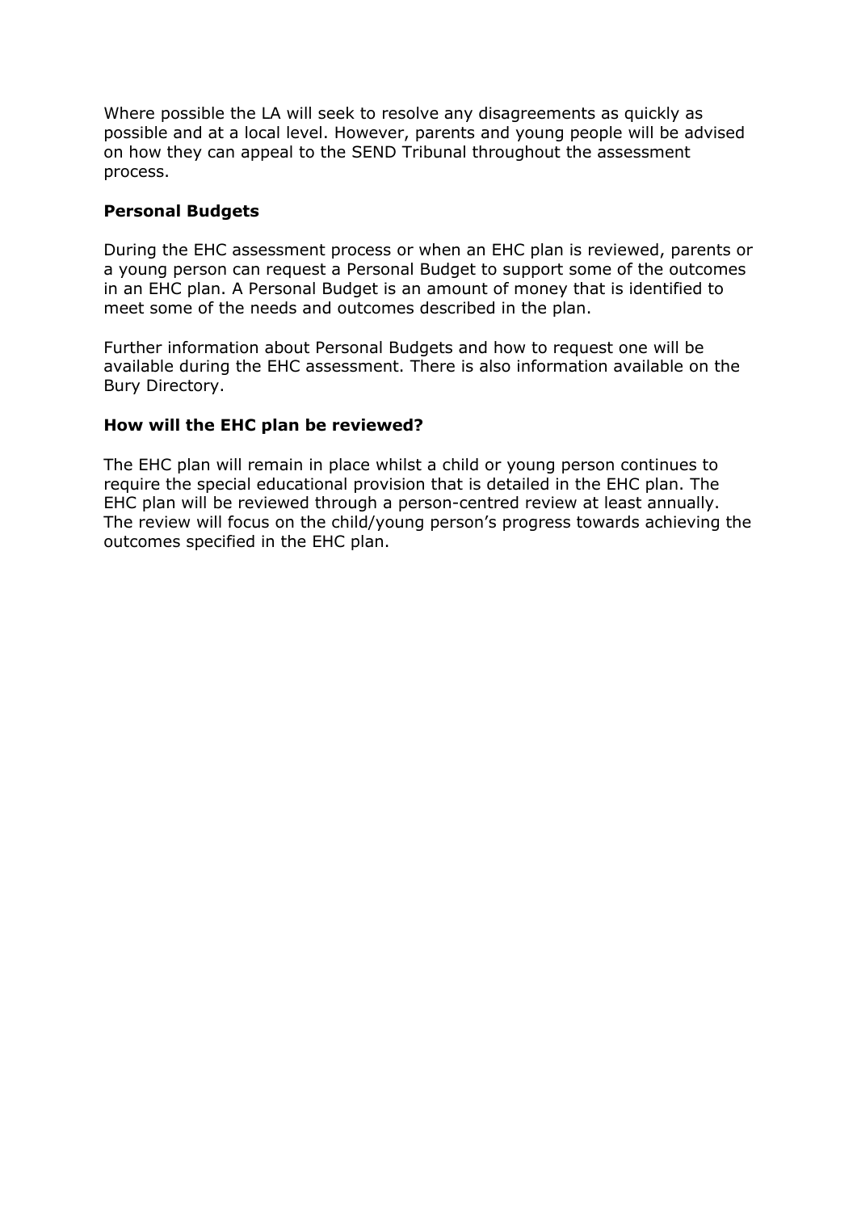Where possible the LA will seek to resolve any disagreements as quickly as possible and at a local level. However, parents and young people will be advised on how they can appeal to the SEND Tribunal throughout the assessment process.

**Personal Budgets**

During the EHC assessment process or when an EHC plan is reviewed, parents or a young person can request a Personal Budget to support some of the outcomes in an EHC plan. A Personal Budget is an amount of money that is identified to meet some of the needs and outcomes described in the plan.

Further information about Personal Budgets and how to request one will be available during the EHC assessment. There is also information available on the Bury Directory.

**How will the EHC plan be reviewed?**

The EHC plan will remain in place whilst a child or young person continues to require the special educational provision that is detailed in the EHC plan. The EHC plan will be reviewed through a person-centred review at least annually. The review will focus on the child/young person's progress towards achieving the outcomes specified in the EHC plan.